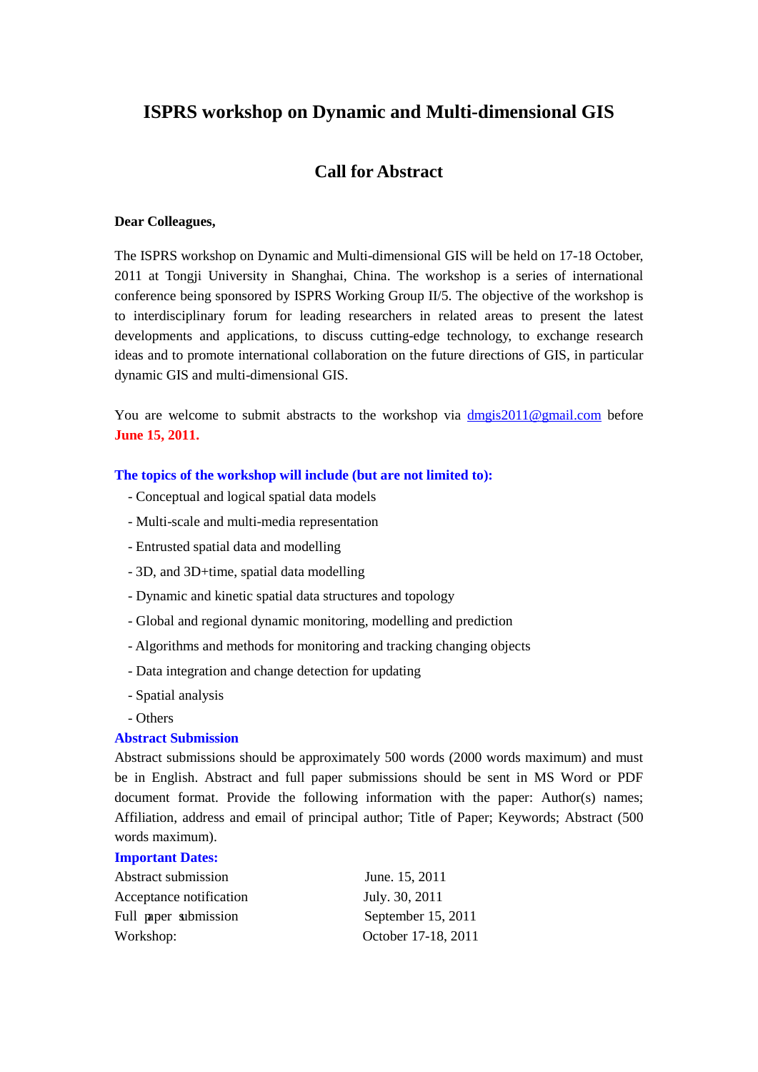# ISPRS workshop on Dynamic and Multi-dimensional GIS

## Call for Abstract

**Dear Colleagues,**

The ISPRS workshop on Dynamic and Multi-dimensional GIS will be held on 17-18 October, 2011 at Tongji University in Shanghai, China. The workshop is a series of international conference being sponsored by ISPRS Working Group II/5. The objective of the workshop is to interdisciplinary forum for leading researchers in related areas to present the latest developments and applications, to discuss cutting-edge technology, to exchange research ideas and to promote international collaboration on the future directions of GIS, in particular dynamic GIS and multi-dimensional GIS.

You are welcome to submit abstracts to the workshop via dmgis2011@gmail.com before **June 15, 2011.**

**The topics of the workshop will include (but are not limited to):**

- Conceptual and logical spatial data models
- Multi-scale and multi-media representation
- Entrusted spatial data and modelling
- 3D, and 3D+time, spatial data modelling
- Dynamic and kinetic spatial data structures and topology
- Global and regional dynamic monitoring, modelling and prediction
- Algorithms and methods for monitoring and tracking changing objects
- Data integration and change detection for updating
- Spatial analysis
- Others

**Abstract Submission**

Abstract submissions should be approximately 500 words (2000 words maximum) and must be in English. Abstract and full paper submissions should be sent in MS Word or PDF document format. Provide the following information with the paper: Author(s) names; Affiliation, address and email of principal author; Title of Paper; Keywords; Abstract (500 words maximum).

**Important Dates:**

| | |
|---|---|
| Abstract submission | June. 15, 2011 |
| Acceptance notification | July. 30, 2011 |
| Full paper submission | September 15, 2011 |
| Workshop: | October 17-18, 2011 |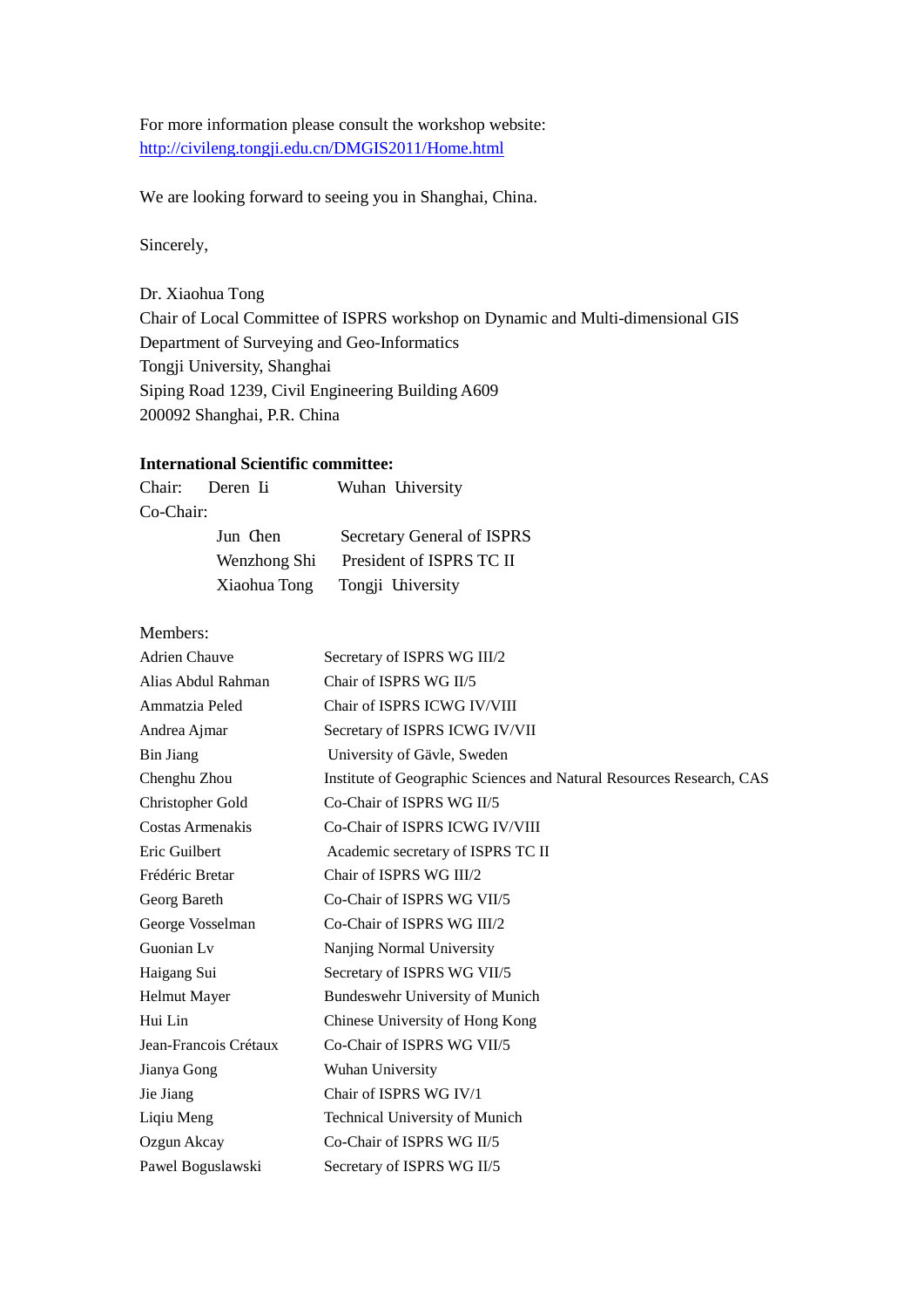For more information please consult the workshop website:
http://civileng.tongji.edu.cn/DMGIS2011/Home.html

We are looking forward to seeing you in Shanghai, China.

Sincerely,

Dr. Xiaohua Tong
Chair of Local Committee of ISPRS workshop on Dynamic and Multi-dimensional GIS
Department of Surveying and Geo-Informatics
Tongji University, Shanghai
Siping Road 1239, Civil Engineering Building A609
200092 Shanghai, P.R. China

**International Scientific committee:**

Chair: Deren Li — Wuhan University

Co-Chair:

| | |
|---|---|
| Jun Chen | Secretary General of ISPRS |
| Wenzhong Shi | President of ISPRS TC II |
| Xiaohua Tong | Tongji University |

Members:

| | |
|---|---|
| Adrien Chauve | Secretary of ISPRS WG III/2 |
| Alias Abdul Rahman | Chair of ISPRS WG II/5 |
| Ammatzia Peled | Chair of ISPRS ICWG IV/VIII |
| Andrea Ajmar | Secretary of ISPRS ICWG IV/VII |
| Bin Jiang | University of Gävle, Sweden |
| Chenghu Zhou | Institute of Geographic Sciences and Natural Resources Research, CAS |
| Christopher Gold | Co-Chair of ISPRS WG II/5 |
| Costas Armenakis | Co-Chair of ISPRS ICWG IV/VIII |
| Eric Guilbert | Academic secretary of ISPRS TC II |
| Frédéric Bretar | Chair of ISPRS WG III/2 |
| Georg Bareth | Co-Chair of ISPRS WG VII/5 |
| George Vosselman | Co-Chair of ISPRS WG III/2 |
| Guonian Lv | Nanjing Normal University |
| Haigang Sui | Secretary of ISPRS WG VII/5 |
| Helmut Mayer | Bundeswehr University of Munich |
| Hui Lin | Chinese University of Hong Kong |
| Jean-Francois Crétaux | Co-Chair of ISPRS WG VII/5 |
| Jianya Gong | Wuhan University |
| Jie Jiang | Chair of ISPRS WG IV/1 |
| Liqiu Meng | Technical University of Munich |
| Ozgun Akcay | Co-Chair of ISPRS WG II/5 |
| Pawel Boguslawski | Secretary of ISPRS WG II/5 |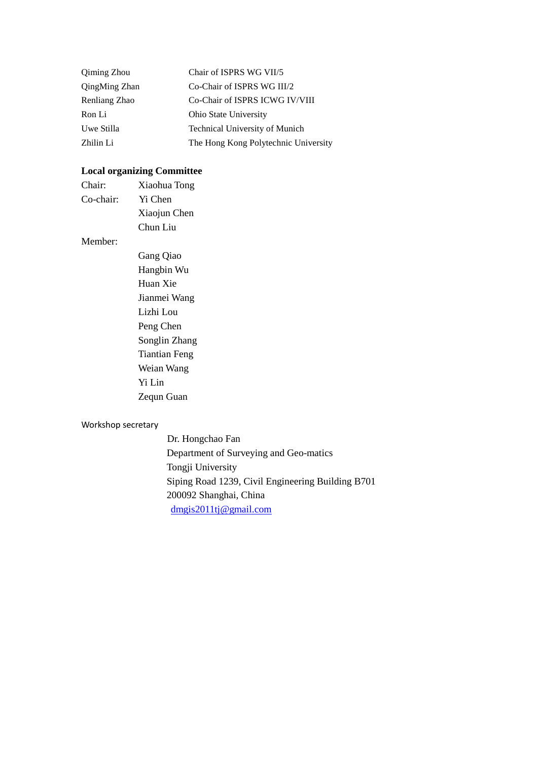| | |
|---|---|
| Qiming Zhou | Chair of ISPRS WG VII/5 |
| QingMing Zhan | Co-Chair of ISPRS WG III/2 |
| Renliang Zhao | Co-Chair of ISPRS ICWG IV/VIII |
| Ron Li | Ohio State University |
| Uwe Stilla | Technical University of Munich |
| Zhilin Li | The Hong Kong Polytechnic University |

**Local organizing Committee**

Chair: Xiaohua Tong

Co-chair: Yi Chen
Xiaojun Chen
Chun Liu

Member:

Gang Qiao
Hangbin Wu
Huan Xie
Jianmei Wang
Lizhi Lou
Peng Chen
Songlin Zhang
Tiantian Feng
Weian Wang
Yi Lin
Zequn Guan

Workshop secretary

Dr. Hongchao Fan
Department of Surveying and Geo-matics
Tongji University
Siping Road 1239, Civil Engineering Building B701
200092 Shanghai, China
dmgis2011tj@gmail.com